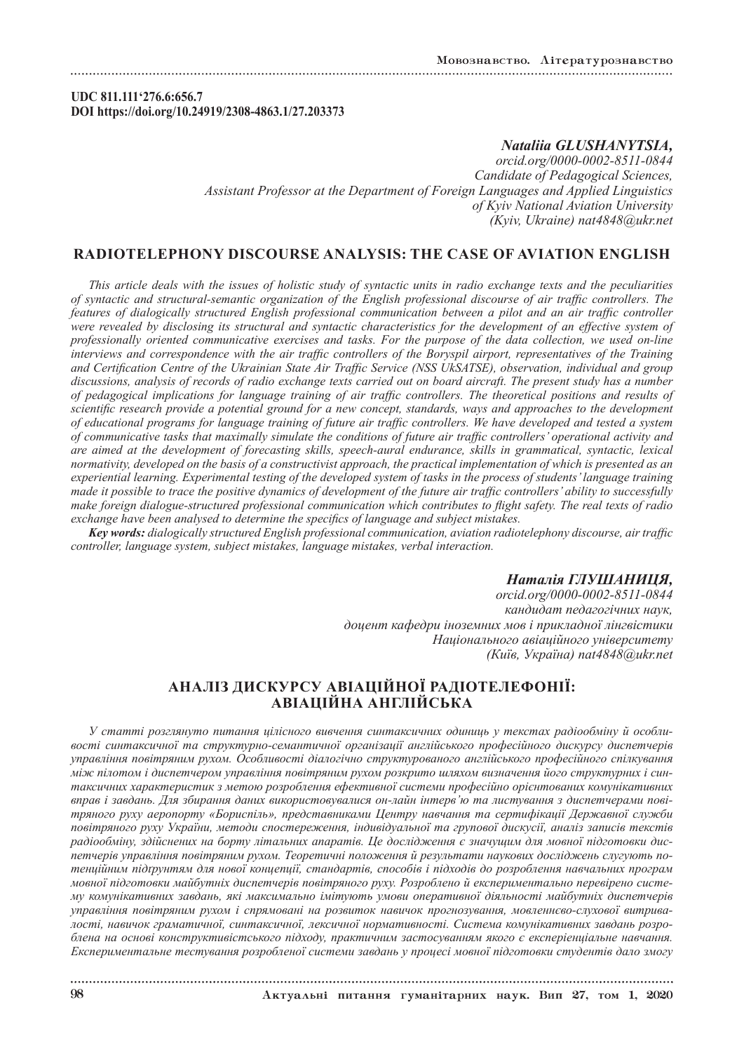**UDC 811.111'276.6:656.7**
**DOI https://doi.org/10.24919/2308-4863.1/27.203373**

***Nataliia GLUSHANYTSIA,***
*orcid.org/0000-0002-8511-0844*
*Candidate of Pedagogical Sciences,*
*Assistant Professor at the Department of Foreign Languages and Applied Linguistics*
*of Kyiv National Aviation University*
*(Kyiv, Ukraine) nat4848@ukr.net*

## RADIOTELEPHONY DISCOURSE ANALYSIS: THE CASE OF AVIATION ENGLISH

*This article deals with the issues of holistic study of syntactic units in radio exchange texts and the peculiarities of syntactic and structural-semantic organization of the English professional discourse of air traffic controllers. The features of dialogically structured English professional communication between a pilot and an air traffic controller were revealed by disclosing its structural and syntactic characteristics for the development of an effective system of professionally oriented communicative exercises and tasks. For the purpose of the data collection, we used on-line interviews and correspondence with the air traffic controllers of the Boryspil airport, representatives of the Training and Certification Centre of the Ukrainian State Air Traffic Service (NSS UkSATSE), observation, individual and group discussions, analysis of records of radio exchange texts carried out on board aircraft. The present study has a number of pedagogical implications for language training of air traffic controllers. The theoretical positions and results of scientific research provide a potential ground for a new concept, standards, ways and approaches to the development of educational programs for language training of future air traffic controllers. We have developed and tested a system of communicative tasks that maximally simulate the conditions of future air traffic controllers' operational activity and are aimed at the development of forecasting skills, speech-aural endurance, skills in grammatical, syntactic, lexical normativity, developed on the basis of a constructivist approach, the practical implementation of which is presented as an experiential learning. Experimental testing of the developed system of tasks in the process of students' language training made it possible to trace the positive dynamics of development of the future air traffic controllers' ability to successfully make foreign dialogue-structured professional communication which contributes to flight safety. The real texts of radio exchange have been analysed to determine the specifics of language and subject mistakes.*

***Key words:*** *dialogically structured English professional communication, aviation radiotelephony discourse, air traffic controller, language system, subject mistakes, language mistakes, verbal interaction.*

***Наталія ГЛУШАНИЦЯ,***
*orcid.org/0000-0002-8511-0844*
*кандидат педагогічних наук,*
*доцент кафедри іноземних мов і прикладної лінгвістики*
*Національного авіаційного університету*
*(Київ, Україна) nat4848@ukr.net*

## АНАЛІЗ ДИСКУРСУ АВІАЦІЙНОЇ РАДІОТЕЛЕФОНІЇ: АВІАЦІЙНА АНГЛІЙСЬКА

*У статті розглянуто питання цілісного вивчення синтаксичних одиниць у текстах радіообміну й особливості синтаксичної та структурно-семантичної організації англійського професійного дискурсу диспетчерів управління повітряним рухом. Особливості діалогічно структурованого англійського професійного спілкування між пілотом і диспетчером управління повітряним рухом розкрито шляхом визначення його структурних і синтаксичних характеристик з метою розроблення ефективної системи професійно орієнтованих комунікативних вправ і завдань. Для збирання даних використовувалися он-лайн інтерв'ю та листування з диспетчерами повітряного руху аеропорту «Бориспіль», представниками Центру навчання та сертифікації Державної служби повітряного руху України, методи спостереження, індивідуальної та групової дискусії, аналіз записів текстів радіообміну, здійснених на борту літальних апаратів. Це дослідження є значущим для мовної підготовки диспетчерів управління повітряним рухом. Теоретичні положення й результати наукових досліджень слугують потенційним підґрунтям для нової концепції, стандартів, способів і підходів до розроблення навчальних програм мовної підготовки майбутніх диспетчерів повітряного руху. Розроблено й експериментально перевірено систему комунікативних завдань, які максимально імітують умови оперативної діяльності майбутніх диспетчерів управління повітряним рухом і спрямовані на розвиток навичок прогнозування, мовленнєво-слухової витривалості, навичок граматичної, синтаксичної, лексичної нормативності. Система комунікативних завдань розроблена на основі конструктивістського підходу, практичним застосуванням якого є експеріенціальне навчання. Експериментальне тестування розробленої системи завдань у процесі мовної підготовки студентів дало змогу*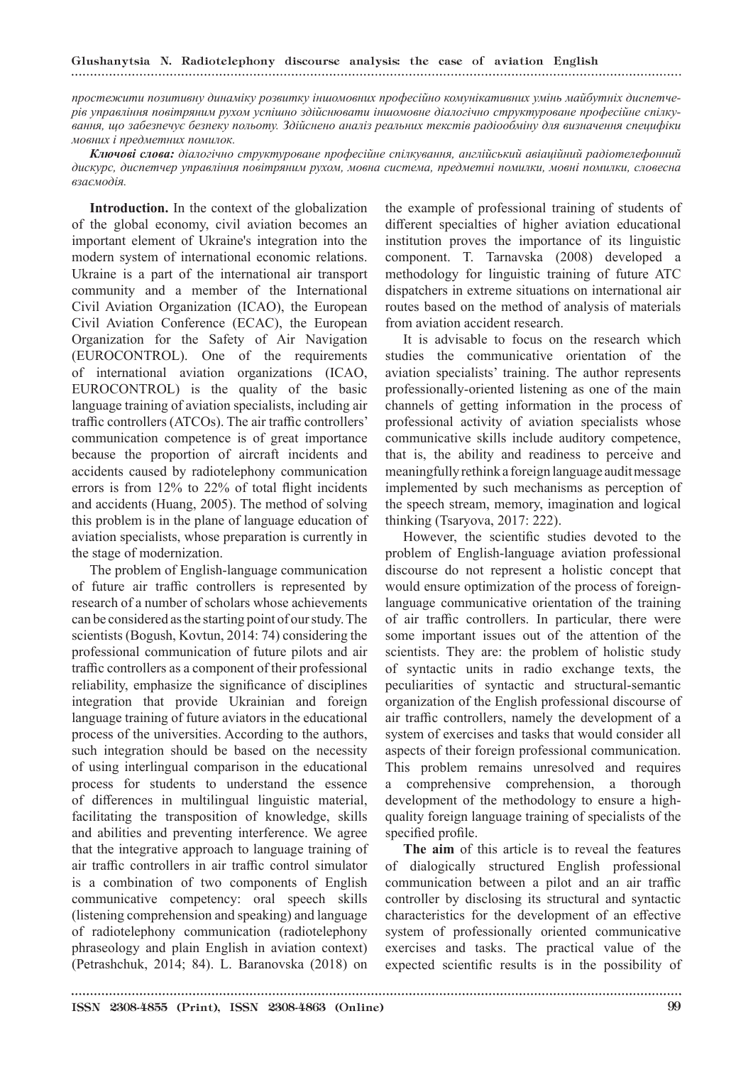*простежити позитивну динаміку розвитку іншомовних професійно комунікативних умінь майбутніх диспетчерів управління повітряним рухом успішно здійснювати іншомовне діалогічно структуроване професійне спілкування, що забезпечує безпеку польоту. Здійснено аналіз реальних текстів радіообміну для визначення специфіки мовних і предметних помилок.*

***Ключові слова:*** *діалогічно структуроване професійне спілкування, англійський авіаційний радіотелефонний дискурс, диспетчер управління повітряним рухом, мовна система, предметні помилки, мовні помилки, словесна взаємодія.*

**Introduction.** In the context of the globalization of the global economy, civil aviation becomes an important element of Ukraine's integration into the modern system of international economic relations. Ukraine is a part of the international air transport community and a member of the International Civil Aviation Organization (ICAO), the European Civil Aviation Conference (ECAC), the European Organization for the Safety of Air Navigation (EUROCONTROL). One of the requirements of international aviation organizations (ICAO, EUROCONTROL) is the quality of the basic language training of aviation specialists, including air traffic controllers (ATCOs). The air traffic controllers' communication competence is of great importance because the proportion of aircraft incidents and accidents caused by radiotelephony communication errors is from 12% to 22% of total flight incidents and accidents (Huang, 2005). The method of solving this problem is in the plane of language education of aviation specialists, whose preparation is currently in the stage of modernization.

The problem of English-language communication of future air traffic controllers is represented by research of a number of scholars whose achievements can be considered as the starting point of our study. The scientists (Bogush, Kovtun, 2014: 74) considering the professional communication of future pilots and air traffic controllers as a component of their professional reliability, emphasize the significance of disciplines integration that provide Ukrainian and foreign language training of future aviators in the educational process of the universities. According to the authors, such integration should be based on the necessity of using interlingual comparison in the educational process for students to understand the essence of differences in multilingual linguistic material, facilitating the transposition of knowledge, skills and abilities and preventing interference. We agree that the integrative approach to language training of air traffic controllers in air traffic control simulator is a combination of two components of English communicative competency: oral speech skills (listening comprehension and speaking) and language of radiotelephony communication (radiotelephony phraseology and plain English in aviation context) (Petrashchuk, 2014; 84). L. Baranovska (2018) on the example of professional training of students of different specialties of higher aviation educational institution proves the importance of its linguistic component. T. Tarnavska (2008) developed a methodology for linguistic training of future ATC dispatchers in extreme situations on international air routes based on the method of analysis of materials from aviation accident research.

It is advisable to focus on the research which studies the communicative orientation of the aviation specialists' training. The author represents professionally-oriented listening as one of the main channels of getting information in the process of professional activity of aviation specialists whose communicative skills include auditory competence, that is, the ability and readiness to perceive and meaningfully rethink a foreign language audit message implemented by such mechanisms as perception of the speech stream, memory, imagination and logical thinking (Tsaryova, 2017: 222).

However, the scientific studies devoted to the problem of English-language aviation professional discourse do not represent a holistic concept that would ensure optimization of the process of foreign-language communicative orientation of the training of air traffic controllers. In particular, there were some important issues out of the attention of the scientists. They are: the problem of holistic study of syntactic units in radio exchange texts, the peculiarities of syntactic and structural-semantic organization of the English professional discourse of air traffic controllers, namely the development of a system of exercises and tasks that would consider all aspects of their foreign professional communication. This problem remains unresolved and requires a comprehensive comprehension, a thorough development of the methodology to ensure a high-quality foreign language training of specialists of the specified profile.

**The aim** of this article is to reveal the features of dialogically structured English professional communication between a pilot and an air traffic controller by disclosing its structural and syntactic characteristics for the development of an effective system of professionally oriented communicative exercises and tasks. The practical value of the expected scientific results is in the possibility of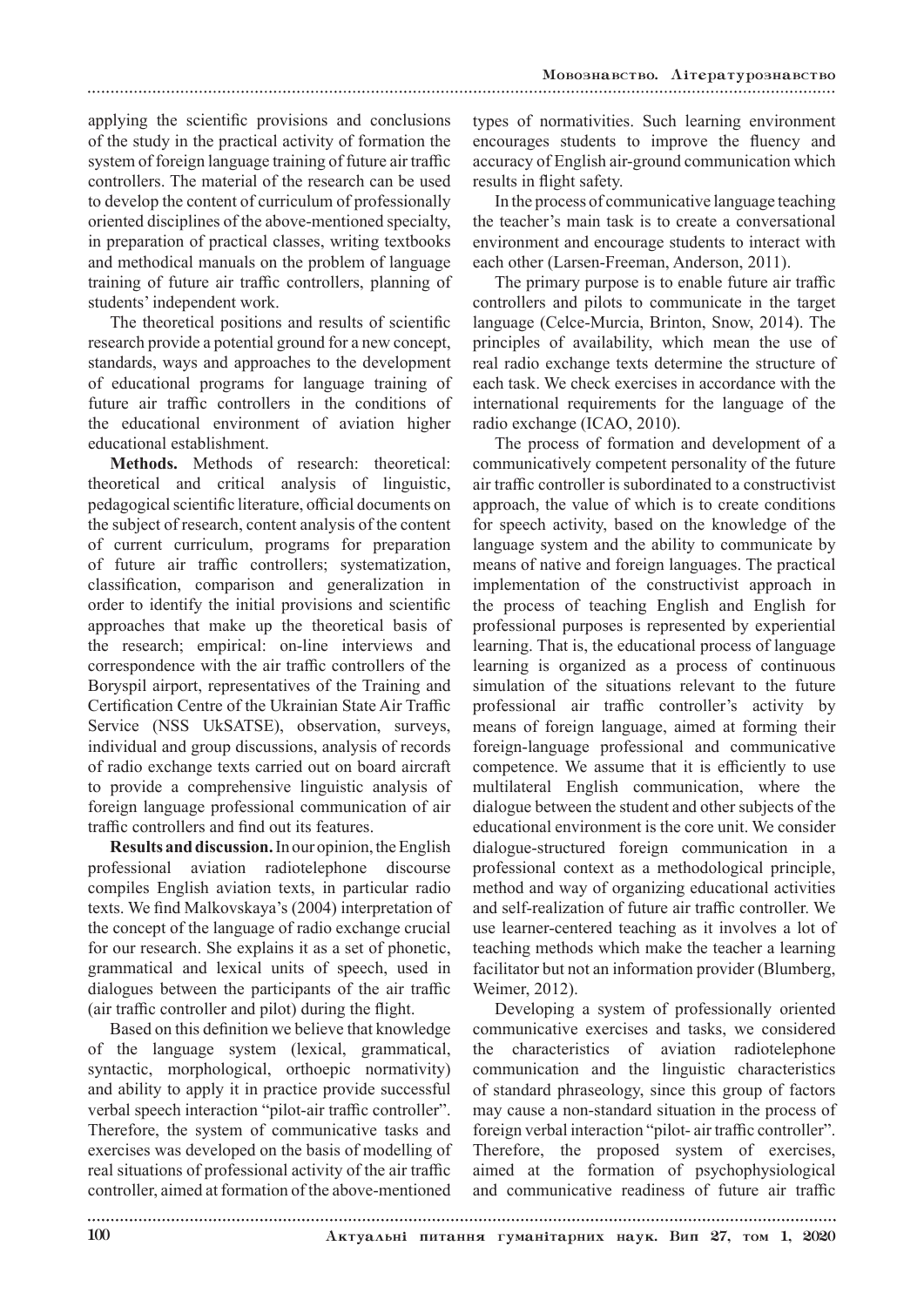applying the scientific provisions and conclusions of the study in the practical activity of formation the system of foreign language training of future air traffic controllers. The material of the research can be used to develop the content of curriculum of professionally oriented disciplines of the above-mentioned specialty, in preparation of practical classes, writing textbooks and methodical manuals on the problem of language training of future air traffic controllers, planning of students' independent work.

The theoretical positions and results of scientific research provide a potential ground for a new concept, standards, ways and approaches to the development of educational programs for language training of future air traffic controllers in the conditions of the educational environment of aviation higher educational establishment.

**Methods.** Methods of research: theoretical: theoretical and critical analysis of linguistic, pedagogical scientific literature, official documents on the subject of research, content analysis of the content of current curriculum, programs for preparation of future air traffic controllers; systematization, classification, comparison and generalization in order to identify the initial provisions and scientific approaches that make up the theoretical basis of the research; empirical: on-line interviews and correspondence with the air traffic controllers of the Boryspil airport, representatives of the Training and Certification Centre of the Ukrainian State Air Traffic Service (NSS UkSATSE), observation, surveys, individual and group discussions, analysis of records of radio exchange texts carried out on board aircraft to provide a comprehensive linguistic analysis of foreign language professional communication of air traffic controllers and find out its features.

**Results and discussion.** In our opinion, the English professional aviation radiotelephone discourse compiles English aviation texts, in particular radio texts. We find Malkovskaya's (2004) interpretation of the concept of the language of radio exchange crucial for our research. She explains it as a set of phonetic, grammatical and lexical units of speech, used in dialogues between the participants of the air traffic (air traffic controller and pilot) during the flight.

Based on this definition we believe that knowledge of the language system (lexical, grammatical, syntactic, morphological, orthoepic normativity) and ability to apply it in practice provide successful verbal speech interaction "pilot-air traffic controller". Therefore, the system of communicative tasks and exercises was developed on the basis of modelling of real situations of professional activity of the air traffic controller, aimed at formation of the above-mentioned types of normativities. Such learning environment encourages students to improve the fluency and accuracy of English air-ground communication which results in flight safety.

In the process of communicative language teaching the teacher's main task is to create a conversational environment and encourage students to interact with each other (Larsen-Freeman, Anderson, 2011).

The primary purpose is to enable future air traffic controllers and pilots to communicate in the target language (Celce-Murcia, Brinton, Snow, 2014). The principles of availability, which mean the use of real radio exchange texts determine the structure of each task. We check exercises in accordance with the international requirements for the language of the radio exchange (ICAO, 2010).

The process of formation and development of a communicatively competent personality of the future air traffic controller is subordinated to a constructivist approach, the value of which is to create conditions for speech activity, based on the knowledge of the language system and the ability to communicate by means of native and foreign languages. The practical implementation of the constructivist approach in the process of teaching English and English for professional purposes is represented by experiential learning. That is, the educational process of language learning is organized as a process of continuous simulation of the situations relevant to the future professional air traffic controller's activity by means of foreign language, aimed at forming their foreign-language professional and communicative competence. We assume that it is efficiently to use multilateral English communication, where the dialogue between the student and other subjects of the educational environment is the core unit. We consider dialogue-structured foreign communication in a professional context as a methodological principle, method and way of organizing educational activities and self-realization of future air traffic controller. We use learner-centered teaching as it involves a lot of teaching methods which make the teacher a learning facilitator but not an information provider (Blumberg, Weimer, 2012).

Developing a system of professionally oriented communicative exercises and tasks, we considered the characteristics of aviation radiotelephone communication and the linguistic characteristics of standard phraseology, since this group of factors may cause a non-standard situation in the process of foreign verbal interaction "pilot- air traffic controller". Therefore, the proposed system of exercises, aimed at the formation of psychophysiological and communicative readiness of future air traffic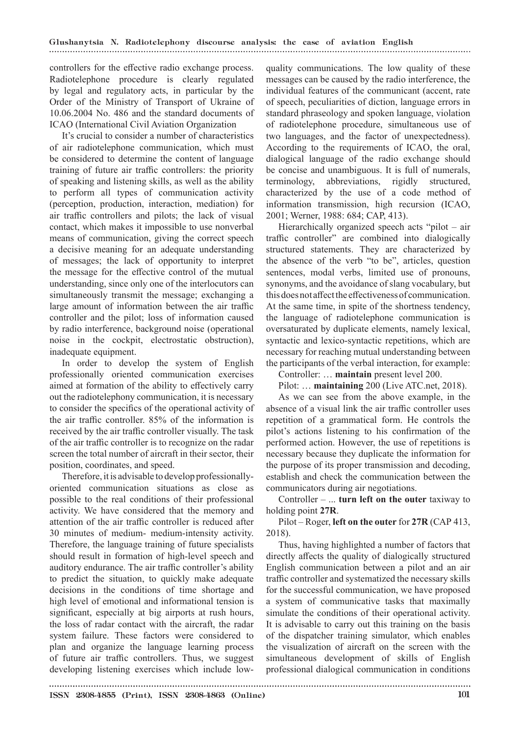controllers for the effective radio exchange process. Radiotelephone procedure is clearly regulated by legal and regulatory acts, in particular by the Order of the Ministry of Transport of Ukraine of 10.06.2004 No. 486 and the standard documents of ICAO (International Civil Aviation Organization

It's crucial to consider a number of characteristics of air radiotelephone communication, which must be considered to determine the content of language training of future air traffic controllers: the priority of speaking and listening skills, as well as the ability to perform all types of communication activity (perception, production, interaction, mediation) for air traffic controllers and pilots; the lack of visual contact, which makes it impossible to use nonverbal means of communication, giving the correct speech a decisive meaning for an adequate understanding of messages; the lack of opportunity to interpret the message for the effective control of the mutual understanding, since only one of the interlocutors can simultaneously transmit the message; exchanging a large amount of information between the air traffic controller and the pilot; loss of information caused by radio interference, background noise (operational noise in the cockpit, electrostatic obstruction), inadequate equipment.

In order to develop the system of English professionally oriented communication exercises aimed at formation of the ability to effectively carry out the radiotelephony communication, it is necessary to consider the specifics of the operational activity of the air traffic controller. 85% of the information is received by the air traffic controller visually. The task of the air traffic controller is to recognize on the radar screen the total number of aircraft in their sector, their position, coordinates, and speed.

Therefore, it is advisable to develop professionally-oriented communication situations as close as possible to the real conditions of their professional activity. We have considered that the memory and attention of the air traffic controller is reduced after 30 minutes of medium- medium-intensity activity. Therefore, the language training of future specialists should result in formation of high-level speech and auditory endurance. The air traffic controller's ability to predict the situation, to quickly make adequate decisions in the conditions of time shortage and high level of emotional and informational tension is significant, especially at big airports at rush hours, the loss of radar contact with the aircraft, the radar system failure. These factors were considered to plan and organize the language learning process of future air traffic controllers. Thus, we suggest developing listening exercises which include low-quality communications. The low quality of these messages can be caused by the radio interference, the individual features of the communicant (accent, rate of speech, peculiarities of diction, language errors in standard phraseology and spoken language, violation of radiotelephone procedure, simultaneous use of two languages, and the factor of unexpectedness). According to the requirements of ICAO, the oral, dialogical language of the radio exchange should be concise and unambiguous. It is full of numerals, terminology, abbreviations, rigidly structured, characterized by the use of a code method of information transmission, high recursion (ICAO, 2001; Werner, 1988: 684; CAP, 413).

Hierarchically organized speech acts "pilot – air traffic controller" are combined into dialogically structured statements. They are characterized by the absence of the verb "to be", articles, question sentences, modal verbs, limited use of pronouns, synonyms, and the avoidance of slang vocabulary, but this does not affect the effectiveness of communication. At the same time, in spite of the shortness tendency, the language of radiotelephone communication is oversaturated by duplicate elements, namely lexical, syntactic and lexico-syntactic repetitions, which are necessary for reaching mutual understanding between the participants of the verbal interaction, for example:

Controller: … **maintain** present level 200.

Pilot: … **maintaining** 200 (Live ATC.net, 2018).

As we can see from the above example, in the absence of a visual link the air traffic controller uses repetition of a grammatical form. He controls the pilot's actions listening to his confirmation of the performed action. However, the use of repetitions is necessary because they duplicate the information for the purpose of its proper transmission and decoding, establish and check the communication between the communicators during air negotiations.

Controller – ... **turn left on the outer** taxiway to holding point **27R**.

Pilot – Roger, **left on the outer** for **27R** (CAP 413, 2018).

Thus, having highlighted a number of factors that directly affects the quality of dialogically structured English communication between a pilot and an air traffic controller and systematized the necessary skills for the successful communication, we have proposed a system of communicative tasks that maximally simulate the conditions of their operational activity. It is advisable to carry out this training on the basis of the dispatcher training simulator, which enables the visualization of aircraft on the screen with the simultaneous development of skills of English professional dialogical communication in conditions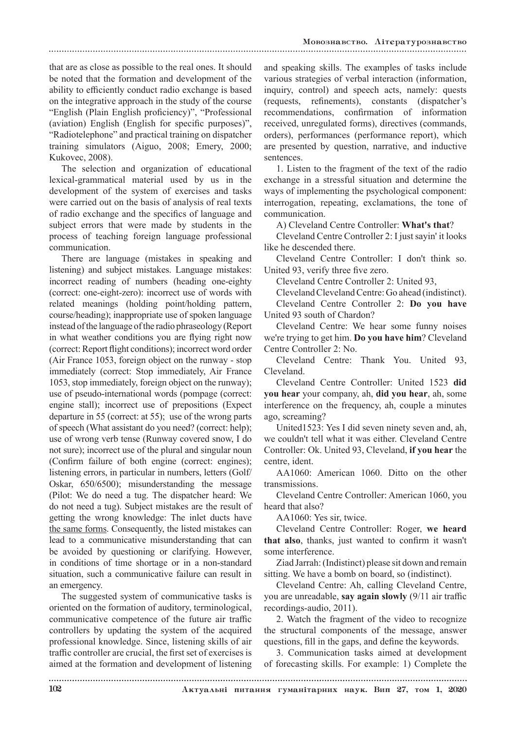that are as close as possible to the real ones. It should be noted that the formation and development of the ability to efficiently conduct radio exchange is based on the integrative approach in the study of the course "English (Plain English proficiency)", "Professional (aviation) English (English for specific purposes)", "Radiotelephone" and practical training on dispatcher training simulators (Aiguo, 2008; Emery, 2000; Kukovec, 2008).

The selection and organization of educational lexical-grammatical material used by us in the development of the system of exercises and tasks were carried out on the basis of analysis of real texts of radio exchange and the specifics of language and subject errors that were made by students in the process of teaching foreign language professional communication.

There are language (mistakes in speaking and listening) and subject mistakes. Language mistakes: incorrect reading of numbers (heading one-eighty (correct: one-eight-zero): incorrect use of words with related meanings (holding point/holding pattern, course/heading); inappropriate use of spoken language instead of the language of the radio phraseology (Report in what weather conditions you are flying right now (correct: Report flight conditions); incorrect word order (Air France 1053, foreign object on the runway - stop immediately (correct: Stop immediately, Air France 1053, stop immediately, foreign object on the runway); use of pseudo-international words (pompage (correct: engine stall); incorrect use of prepositions (Expect departure in 55 (correct: at 55); use of the wrong parts of speech (What assistant do you need? (correct: help); use of wrong verb tense (Runway covered snow, I do not sure); incorrect use of the plural and singular noun (Confirm failure of both engine (correct: engines); listening errors, in particular in numbers, letters (Golf/Oskar, 650/6500); misunderstanding the message (Pilot: We do need a tug. The dispatcher heard: We do not need a tug). Subject mistakes are the result of getting the wrong knowledge: The inlet ducts have <u>the same forms</u>. Consequently, the listed mistakes can lead to a communicative misunderstanding that can be avoided by questioning or clarifying. However, in conditions of time shortage or in a non-standard situation, such a communicative failure can result in an emergency.

The suggested system of communicative tasks is oriented on the formation of auditory, terminological, communicative competence of the future air traffic controllers by updating the system of the acquired professional knowledge. Since, listening skills of air traffic controller are crucial, the first set of exercises is aimed at the formation and development of listening and speaking skills. The examples of tasks include various strategies of verbal interaction (information, inquiry, control) and speech acts, namely: quests (requests, refinements), constants (dispatcher's recommendations, confirmation of information received, unregulated forms), directives (commands, orders), performances (performance report), which are presented by question, narrative, and inductive sentences.

1. Listen to the fragment of the text of the radio exchange in a stressful situation and determine the ways of implementing the psychological component: interrogation, repeating, exclamations, the tone of communication.

A) Cleveland Centre Controller: **What's that**?

Cleveland Centre Controller 2: I just sayin' it looks like he descended there.

Cleveland Centre Controller: I don't think so. United 93, verify three five zero.

Cleveland Centre Controller 2: United 93,

Cleveland Cleveland Centre: Go ahead (indistinct).

Cleveland Centre Controller 2: **Do you have** United 93 south of Chardon?

Cleveland Centre: We hear some funny noises we're trying to get him. **Do you have him**? Cleveland Centre Controller 2: No.

Cleveland Centre: Thank You. United 93, Cleveland.

Cleveland Centre Controller: United 1523 **did you hear** your company, ah, **did you hear**, ah, some interference on the frequency, ah, couple a minutes ago, screaming?

United1523: Yes I did seven ninety seven and, ah, we couldn't tell what it was either. Cleveland Centre Controller: Ok. United 93, Cleveland, **if you hear** the centre, ident.

AA1060: American 1060. Ditto on the other transmissions.

Cleveland Centre Controller: American 1060, you heard that also?

AA1060: Yes sir, twice.

Cleveland Centre Controller: Roger, **we heard that also**, thanks, just wanted to confirm it wasn't some interference.

Ziad Jarrah: (Indistinct) please sit down and remain sitting. We have a bomb on board, so (indistinct).

Cleveland Centre: Ah, calling Cleveland Centre, you are unreadable, **say again slowly** (9/11 air traffic recordings-audio, 2011).

2. Watch the fragment of the video to recognize the structural components of the message, answer questions, fill in the gaps, and define the keywords.

3. Communication tasks aimed at development of forecasting skills. For example: 1) Complete the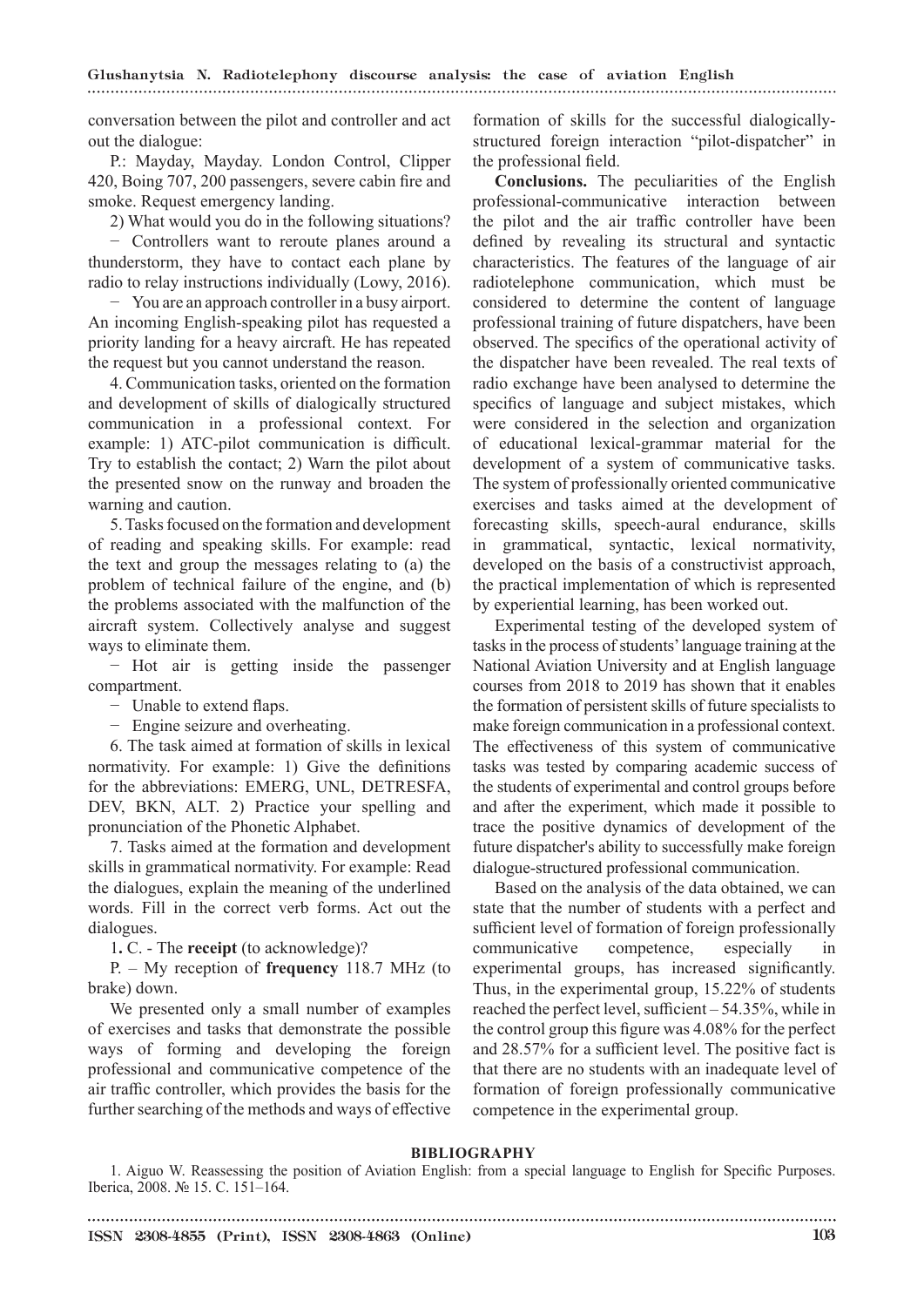conversation between the pilot and controller and act out the dialogue:

P.: Mayday, Mayday. London Control, Clipper 420, Boing 707, 200 passengers, severe cabin fire and smoke. Request emergency landing.

2) What would you do in the following situations?

− Controllers want to reroute planes around a thunderstorm, they have to contact each plane by radio to relay instructions individually (Lowy, 2016).

− You are an approach controller in a busy airport. An incoming English-speaking pilot has requested a priority landing for a heavy aircraft. He has repeated the request but you cannot understand the reason.

4. Communication tasks, oriented on the formation and development of skills of dialogically structured communication in a professional context. For example: 1) ATC-pilot communication is difficult. Try to establish the contact; 2) Warn the pilot about the presented snow on the runway and broaden the warning and caution.

5. Tasks focused on the formation and development of reading and speaking skills. For example: read the text and group the messages relating to (a) the problem of technical failure of the engine, and (b) the problems associated with the malfunction of the aircraft system. Collectively analyse and suggest ways to eliminate them.

− Hot air is getting inside the passenger compartment.

− Unable to extend flaps.

− Engine seizure and overheating.

6. The task aimed at formation of skills in lexical normativity. For example: 1) Give the definitions for the abbreviations: EMERG, UNL, DETRESFA, DEV, BKN, ALT. 2) Practice your spelling and pronunciation of the Phonetic Alphabet.

7. Tasks aimed at the formation and development skills in grammatical normativity. For example: Read the dialogues, explain the meaning of the underlined words. Fill in the correct verb forms. Act out the dialogues.

**1.** C. - The **receipt** (to acknowledge)?

P. – My reception of **frequency** 118.7 MHz (to brake) down.

We presented only a small number of examples of exercises and tasks that demonstrate the possible ways of forming and developing the foreign professional and communicative competence of the air traffic controller, which provides the basis for the further searching of the methods and ways of effective formation of skills for the successful dialogically-structured foreign interaction "pilot-dispatcher" in the professional field.

**Conclusions.** The peculiarities of the English professional-communicative interaction between the pilot and the air traffic controller have been defined by revealing its structural and syntactic characteristics. The features of the language of air radiotelephone communication, which must be considered to determine the content of language professional training of future dispatchers, have been observed. The specifics of the operational activity of the dispatcher have been revealed. The real texts of radio exchange have been analysed to determine the specifics of language and subject mistakes, which were considered in the selection and organization of educational lexical-grammar material for the development of a system of communicative tasks. The system of professionally oriented communicative exercises and tasks aimed at the development of forecasting skills, speech-aural endurance, skills in grammatical, syntactic, lexical normativity, developed on the basis of a constructivist approach, the practical implementation of which is represented by experiential learning, has been worked out.

Experimental testing of the developed system of tasks in the process of students' language training at the National Aviation University and at English language courses from 2018 to 2019 has shown that it enables the formation of persistent skills of future specialists to make foreign communication in a professional context. The effectiveness of this system of communicative tasks was tested by comparing academic success of the students of experimental and control groups before and after the experiment, which made it possible to trace the positive dynamics of development of the future dispatcher's ability to successfully make foreign dialogue-structured professional communication.

Based on the analysis of the data obtained, we can state that the number of students with a perfect and sufficient level of formation of foreign professionally communicative competence, especially in experimental groups, has increased significantly. Thus, in the experimental group, 15.22% of students reached the perfect level, sufficient – 54.35%, while in the control group this figure was 4.08% for the perfect and 28.57% for a sufficient level. The positive fact is that there are no students with an inadequate level of formation of foreign professionally communicative competence in the experimental group.

## BIBLIOGRAPHY

1. Aiguo W. Reassessing the position of Aviation English: from a special language to English for Specific Purposes. Iberica, 2008. № 15. C. 151–164.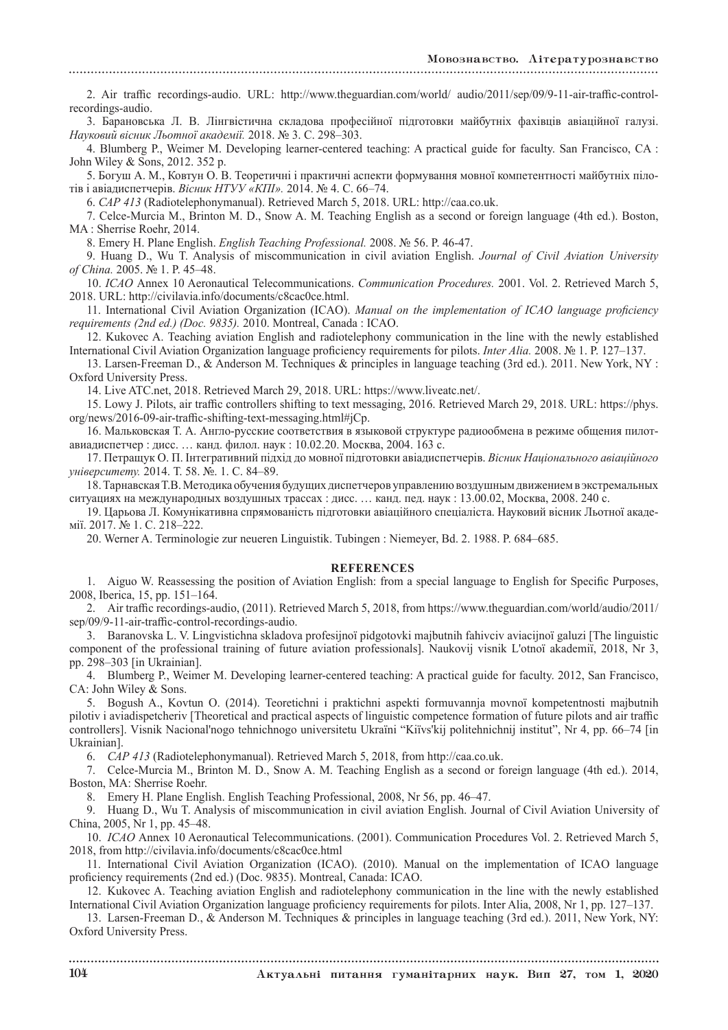2. Air traffic recordings-audio. URL: http://www.theguardian.com/world/ audio/2011/sep/09/9-11-air-traffic-control-recordings-audio.

3. Барановська Л. В. Лінгвістична складова професійної підготовки майбутніх фахівців авіаційної галузі. *Науковий вісник Льотної академії.* 2018. № 3. С. 298–303.

4. Blumberg P., Weimer M. Developing learner-centered teaching: A practical guide for faculty. San Francisco, CA : John Wiley & Sons, 2012. 352 p.

5. Богуш А. М., Ковтун О. В. Теоретичні і практичні аспекти формування мовної компетентності майбутніх пілотів і авіадиспетчерів. *Вісник НТУУ «КПІ».* 2014. № 4. С. 66–74.

6. *CAP 413* (Radiotelephonymanual). Retrieved March 5, 2018. URL: http://caa.co.uk.

7. Celce-Murcia M., Brinton M. D., Snow A. M. Teaching English as a second or foreign language (4th ed.). Boston, MA : Sherrise Roehr, 2014.

8. Emery H. Plane English. *English Teaching Professional.* 2008. № 56. P. 46-47.

9. Huang D., Wu T. Analysis of miscommunication in civil aviation English. *Journal of Civil Aviation University of China.* 2005. № 1. P. 45–48.

10. *ICAO* Annex 10 Aeronautical Telecommunications. *Communication Procedures.* 2001. Vol. 2. Retrieved March 5, 2018. URL: http://civilavia.info/documents/c8cac0ce.html.

11. International Civil Aviation Organization (ICAO). *Manual on the implementation of ICAO language proficiency requirements (2nd ed.) (Doc. 9835).* 2010. Montreal, Canada : ICAO.

12. Kukovec A. Teaching aviation English and radiotelephony communication in the line with the newly established International Civil Aviation Organization language proficiency requirements for pilots. *Inter Alia.* 2008. № 1. P. 127–137.

13. Larsen-Freeman D., & Anderson M. Techniques & principles in language teaching (3rd ed.). 2011. New York, NY : Oxford University Press.

14. Live ATC.net, 2018. Retrieved March 29, 2018. URL: https://www.liveatc.net/.

15. Lowy J. Pilots, air traffic controllers shifting to text messaging, 2016. Retrieved March 29, 2018. URL: https://phys.org/news/2016-09-air-traffic-shifting-text-messaging.html#jCp.

16. Мальковская Т. А. Англо-русские соответствия в языковой структуре радиообмена в режиме общения пилот-авиадиспетчер : дисс. … канд. филол. наук : 10.02.20. Москва, 2004. 163 с.

17. Петращук О. П. Інтегративний підхід до мовної підготовки авіадиспетчерів. *Вісник Національного авіаційного університету.* 2014. Т. 58. №. 1. С. 84–89.

18. Тарнавская Т.В. Методика обучения будущих диспетчеров управлению воздушным движением в экстремальных ситуациях на международных воздушных трассах : дисс. … канд. пед. наук : 13.00.02, Москва, 2008. 240 с.

19. Царьова Л. Комунікативна спрямованість підготовки авіаційного спеціаліста. Науковий вісник Льотної академії. 2017. № 1. С. 218–222.

20. Werner A. Terminologie zur neueren Linguistik. Tubingen : Niemeyer, Bd. 2. 1988. P. 684–685.

## REFERENCES

1. Aiguo W. Reassessing the position of Aviation English: from a special language to English for Specific Purposes, 2008, Iberica, 15, pp. 151–164.

2. Air traffic recordings-audio, (2011). Retrieved March 5, 2018, from https://www.theguardian.com/world/audio/2011/sep/09/9-11-air-traffic-control-recordings-audio.

3. Baranovska L. V. Lingvistichna skladova profesijnoї pidgotovki majbutnih fahivciv aviacijnoї galuzi [The linguistic component of the professional training of future aviation professionals]. Naukovij visnik L'otnoї akademiї, 2018, Nr 3, pp. 298–303 [in Ukrainian].

4. Blumberg P., Weimer M. Developing learner-centered teaching: A practical guide for faculty. 2012, San Francisco, CA: John Wiley & Sons.

5. Bogush A., Kovtun O. (2014). Teoretichni i praktichni aspekti formuvannja movnoї kompetentnosti majbutnih pilotiv i aviadispetcheriv [Theoretical and practical aspects of linguistic competence formation of future pilots and air traffic controllers]. Visnik Nacional'nogo tehnichnogo universitetu Ukraïni "Kiïvs'kij politehnichnij institut", Nr 4, pp. 66–74 [in Ukrainian].

6. *CAP 413* (Radiotelephonymanual). Retrieved March 5, 2018, from http://caa.co.uk.

7. Celce-Murcia M., Brinton M. D., Snow A. M. Teaching English as a second or foreign language (4th ed.). 2014, Boston, MA: Sherrise Roehr.

8. Emery H. Plane English. English Teaching Professional, 2008, Nr 56, pp. 46–47.

9. Huang D., Wu T. Analysis of miscommunication in civil aviation English. Journal of Civil Aviation University of China, 2005, Nr 1, pp. 45–48.

10. *ICAO* Annex 10 Aeronautical Telecommunications. (2001). Communication Procedures Vol. 2. Retrieved March 5, 2018, from http://civilavia.info/documents/c8cac0ce.html

11. International Civil Aviation Organization (ICAO). (2010). Manual on the implementation of ICAO language proficiency requirements (2nd ed.) (Doc. 9835). Montreal, Canada: ICAO.

12. Kukovec A. Teaching aviation English and radiotelephony communication in the line with the newly established International Civil Aviation Organization language proficiency requirements for pilots. Inter Alia, 2008, Nr 1, pp. 127–137.

13. Larsen-Freeman D., & Anderson M. Techniques & principles in language teaching (3rd ed.). 2011, New York, NY: Oxford University Press.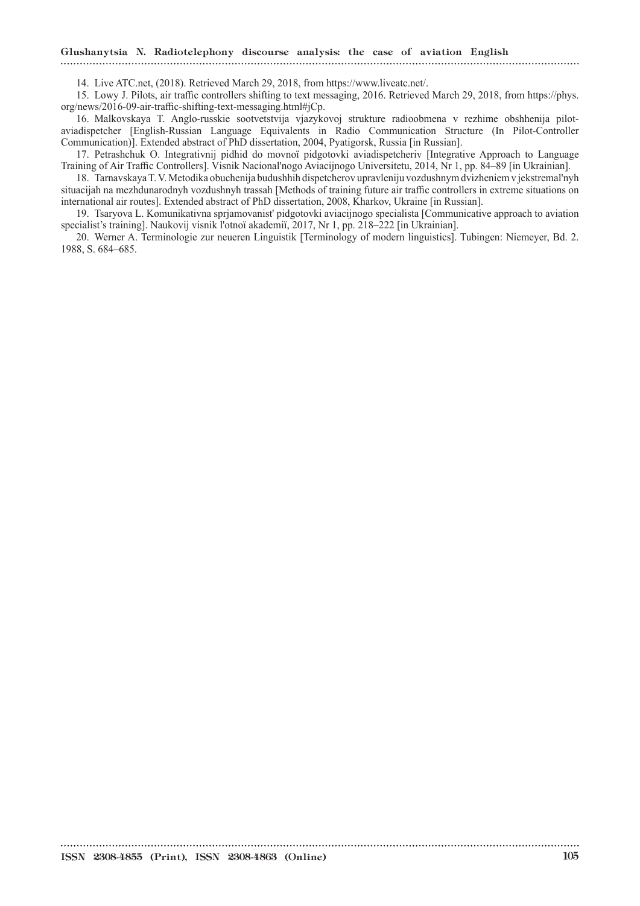14. Live ATC.net, (2018). Retrieved March 29, 2018, from https://www.liveatc.net/.

15. Lowy J. Pilots, air traffic controllers shifting to text messaging, 2016. Retrieved March 29, 2018, from https://phys.org/news/2016-09-air-traffic-shifting-text-messaging.html#jCp.

16. Malkovskaya T. Anglo-russkie sootvetstvija vjazykovoj strukture radioobmena v rezhime obshhenija pilot-aviadispetcher [English-Russian Language Equivalents in Radio Communication Structure (In Pilot-Controller Communication)]. Extended abstract of PhD dissertation, 2004, Pyatigorsk, Russia [in Russian].

17. Petrashchuk O. Integrativnij pidhid do movnoї pidgotovki aviadispetcheriv [Integrative Approach to Language Training of Air Traffic Controllers]. Visnik Nacional'nogo Aviacijnogo Universitetu, 2014, Nr 1, pp. 84–89 [in Ukrainian].

18. Tarnavskaya T. V. Metodika obuchenija budushhih dispetcherov upravleniju vozdushnym dvizheniem v jekstremal'nyh situacijah na mezhdunarodnyh vozdushnyh trassah [Methods of training future air traffic controllers in extreme situations on international air routes]. Extended abstract of PhD dissertation, 2008, Kharkov, Ukraine [in Russian].

19. Tsaryova L. Komunikativna sprjamovanist' pidgotovki aviacijnogo specialista [Communicative approach to aviation specialist's training]. Naukovij visnik l'otnoї akademiї, 2017, Nr 1, pp. 218–222 [in Ukrainian].

20. Werner A. Terminologie zur neueren Linguistik [Terminology of modern linguistics]. Tubingen: Niemeyer, Bd. 2. 1988, S. 684–685.